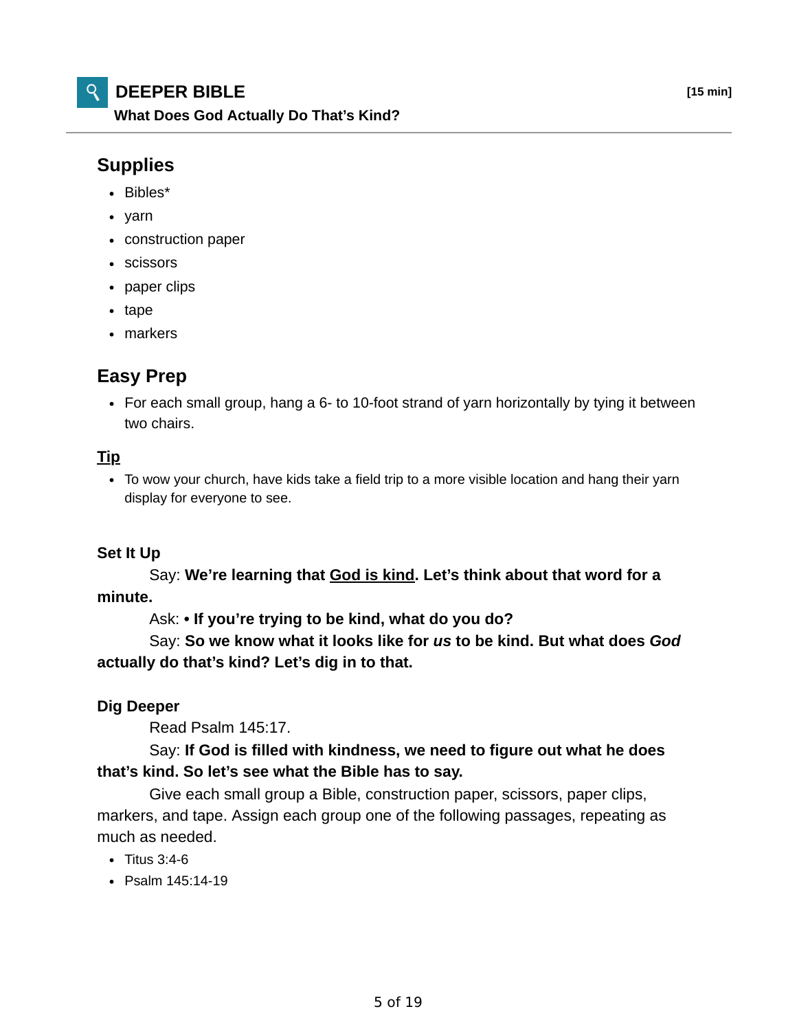## DEEPER BIBLE

**[15 min]**

**What Does God Actually Do That's Kind?**

### Supplies

- Bibles*
- yarn
- construction paper
- scissors
- paper clips
- tape
- markers

### Easy Prep

- For each small group, hang a 6- to 10-foot strand of yarn horizontally by tying it between two chairs.

**Tip**

- To wow your church, have kids take a field trip to a more visible location and hang their yarn display for everyone to see.

**Set It Up**

Say: **We're learning that God is kind. Let's think about that word for a minute.**

Ask: **• If you're trying to be kind, what do you do?**

Say: **So we know what it looks like for *us* to be kind. But what does *God* actually do that's kind? Let's dig in to that.**

**Dig Deeper**

Read Psalm 145:17.

Say: **If God is filled with kindness, we need to figure out what he does that's kind. So let's see what the Bible has to say.**

Give each small group a Bible, construction paper, scissors, paper clips, markers, and tape. Assign each group one of the following passages, repeating as much as needed.

- Titus 3:4-6
- Psalm 145:14-19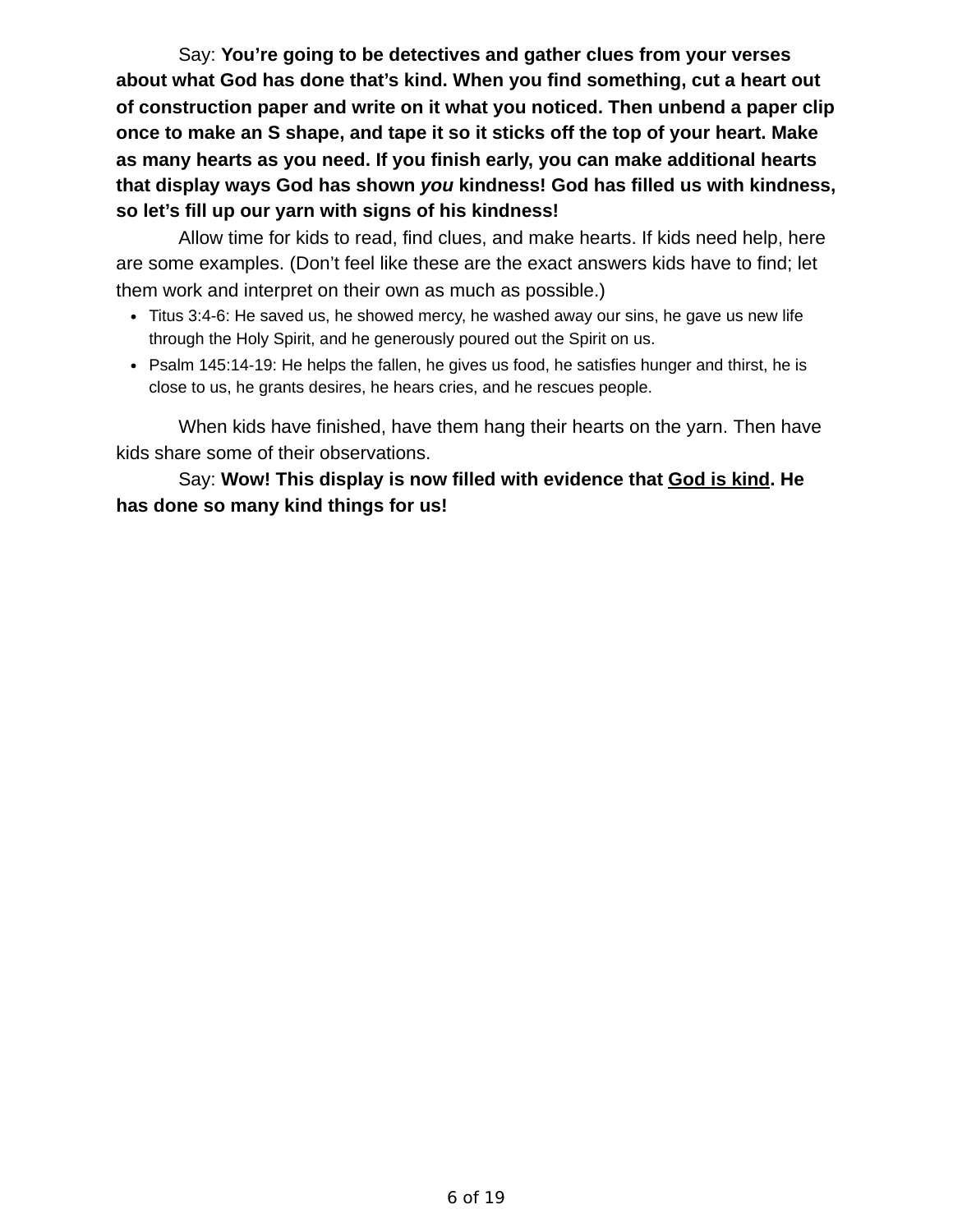Say: **You're going to be detectives and gather clues from your verses about what God has done that's kind. When you find something, cut a heart out of construction paper and write on it what you noticed. Then unbend a paper clip once to make an S shape, and tape it so it sticks off the top of your heart. Make as many hearts as you need. If you finish early, you can make additional hearts that display ways God has shown *you* kindness! God has filled us with kindness, so let's fill up our yarn with signs of his kindness!**

Allow time for kids to read, find clues, and make hearts. If kids need help, here are some examples. (Don't feel like these are the exact answers kids have to find; let them work and interpret on their own as much as possible.)

- Titus 3:4-6: He saved us, he showed mercy, he washed away our sins, he gave us new life through the Holy Spirit, and he generously poured out the Spirit on us.
- Psalm 145:14-19: He helps the fallen, he gives us food, he satisfies hunger and thirst, he is close to us, he grants desires, he hears cries, and he rescues people.

When kids have finished, have them hang their hearts on the yarn. Then have kids share some of their observations.

Say: **Wow! This display is now filled with evidence that <u>God is kind</u>. He has done so many kind things for us!**